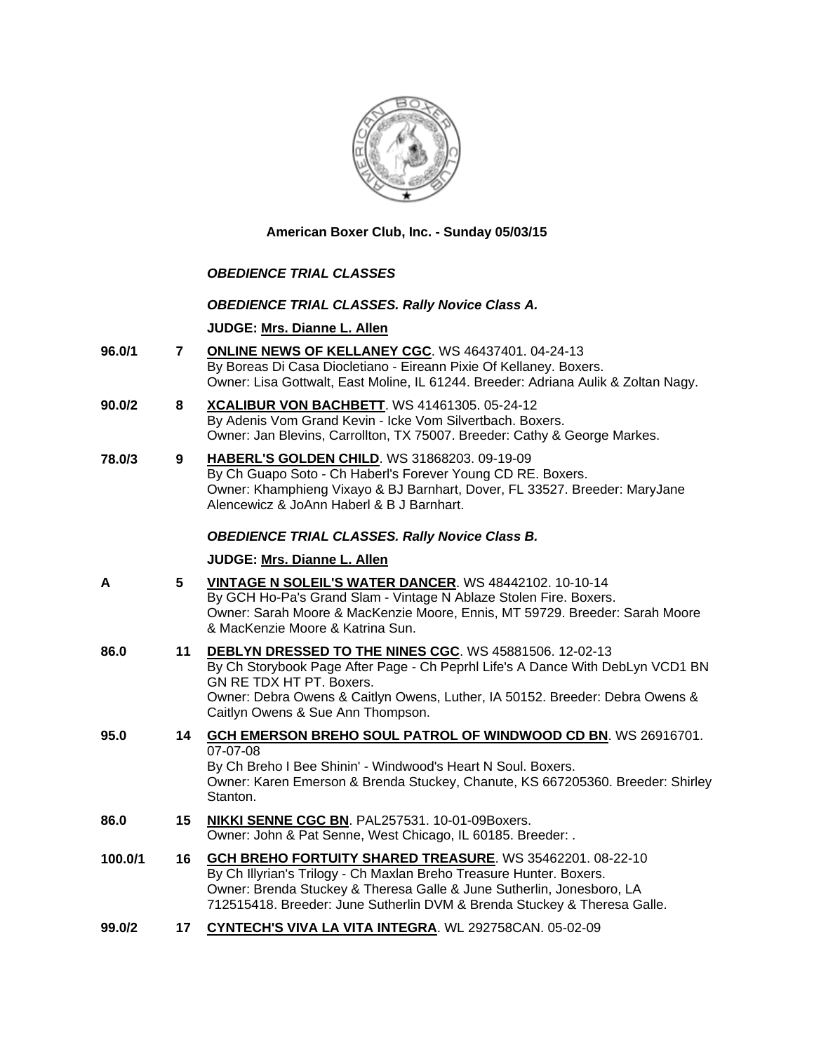**American Boxer Club, Inc. - Sunday 05/03/15**

***OBEDIENCE TRIAL CLASSES***

***OBEDIENCE TRIAL CLASSES. Rally Novice Class A.***

**JUDGE: Mrs. Dianne L. Allen**

**96.0/1** **7** **ONLINE NEWS OF KELLANEY CGC**. WS 46437401. 04-24-13
By Boreas Di Casa Diocletiano - Eireann Pixie Of Kellaney. Boxers.
Owner: Lisa Gottwalt, East Moline, IL 61244. Breeder: Adriana Aulik & Zoltan Nagy.

**90.0/2** **8** **XCALIBUR VON BACHBETT**. WS 41461305. 05-24-12
By Adenis Vom Grand Kevin - Icke Vom Silvertbach. Boxers.
Owner: Jan Blevins, Carrollton, TX 75007. Breeder: Cathy & George Markes.

**78.0/3** **9** **HABERL'S GOLDEN CHILD**. WS 31868203. 09-19-09
By Ch Guapo Soto - Ch Haberl's Forever Young CD RE. Boxers.
Owner: Khamphieng Vixayo & BJ Barnhart, Dover, FL 33527. Breeder: MaryJane Alencewicz & JoAnn Haberl & B J Barnhart.

***OBEDIENCE TRIAL CLASSES. Rally Novice Class B.***

**JUDGE: Mrs. Dianne L. Allen**

**A** **5** **VINTAGE N SOLEIL'S WATER DANCER**. WS 48442102. 10-10-14
By GCH Ho-Pa's Grand Slam - Vintage N Ablaze Stolen Fire. Boxers.
Owner: Sarah Moore & MacKenzie Moore, Ennis, MT 59729. Breeder: Sarah Moore & MacKenzie Moore & Katrina Sun.

**86.0** **11** **DEBLYN DRESSED TO THE NINES CGC**. WS 45881506. 12-02-13
By Ch Storybook Page After Page - Ch Peprhl Life's A Dance With DebLyn VCD1 BN GN RE TDX HT PT. Boxers.
Owner: Debra Owens & Caitlyn Owens, Luther, IA 50152. Breeder: Debra Owens & Caitlyn Owens & Sue Ann Thompson.

**95.0** **14** **GCH EMERSON BREHO SOUL PATROL OF WINDWOOD CD BN**. WS 26916701. 07-07-08
By Ch Breho I Bee Shinin' - Windwood's Heart N Soul. Boxers.
Owner: Karen Emerson & Brenda Stuckey, Chanute, KS 667205360. Breeder: Shirley Stanton.

**86.0** **15** **NIKKI SENNE CGC BN**. PAL257531. 10-01-09Boxers.
Owner: John & Pat Senne, West Chicago, IL 60185. Breeder: .

**100.0/1** **16** **GCH BREHO FORTUITY SHARED TREASURE**. WS 35462201. 08-22-10
By Ch Illyrian's Trilogy - Ch Maxlan Breho Treasure Hunter. Boxers.
Owner: Brenda Stuckey & Theresa Galle & June Sutherlin, Jonesboro, LA 712515418. Breeder: June Sutherlin DVM & Brenda Stuckey & Theresa Galle.

**99.0/2** **17** **CYNTECH'S VIVA LA VITA INTEGRA**. WL 292758CAN. 05-02-09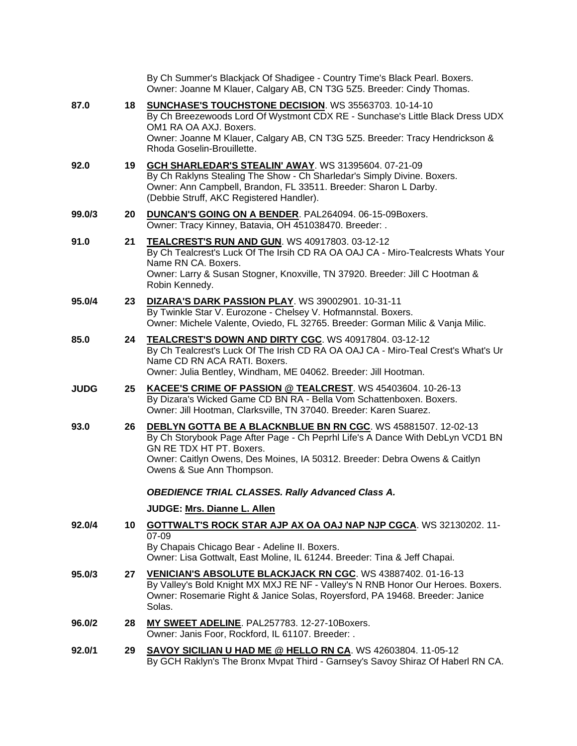By Ch Summer's Blackjack Of Shadigee - Country Time's Black Pearl. Boxers.
Owner: Joanne M Klauer, Calgary AB, CN T3G 5Z5. Breeder: Cindy Thomas.

**87.0** **18** **SUNCHASE'S TOUCHSTONE DECISION**. WS 35563703. 10-14-10
By Ch Breezewoods Lord Of Wystmont CDX RE - Sunchase's Little Black Dress UDX OM1 RA OA AXJ. Boxers.
Owner: Joanne M Klauer, Calgary AB, CN T3G 5Z5. Breeder: Tracy Hendrickson & Rhoda Goselin-Brouillette.

**92.0** **19** **GCH SHARLEDAR'S STEALIN' AWAY**. WS 31395604. 07-21-09
By Ch Raklyns Stealing The Show - Ch Sharledar's Simply Divine. Boxers.
Owner: Ann Campbell, Brandon, FL 33511. Breeder: Sharon L Darby.
(Debbie Struff, AKC Registered Handler).

**99.0/3** **20** **DUNCAN'S GOING ON A BENDER**. PAL264094. 06-15-09Boxers.
Owner: Tracy Kinney, Batavia, OH 451038470. Breeder: .

**91.0** **21** **TEALCREST'S RUN AND GUN**. WS 40917803. 03-12-12
By Ch Tealcrest's Luck Of The Irsih CD RA OA OAJ CA - Miro-Tealcrests Whats Your Name RN CA. Boxers.
Owner: Larry & Susan Stogner, Knoxville, TN 37920. Breeder: Jill C Hootman & Robin Kennedy.

**95.0/4** **23** **DIZARA'S DARK PASSION PLAY**. WS 39002901. 10-31-11
By Twinkle Star V. Eurozone - Chelsey V. Hofmannstal. Boxers.
Owner: Michele Valente, Oviedo, FL 32765. Breeder: Gorman Milic & Vanja Milic.

**85.0** **24** **TEALCREST'S DOWN AND DIRTY CGC**. WS 40917804. 03-12-12
By Ch Tealcrest's Luck Of The Irish CD RA OA OAJ CA - Miro-Teal Crest's What's Ur Name CD RN ACA RATI. Boxers.
Owner: Julia Bentley, Windham, ME 04062. Breeder: Jill Hootman.

**JUDG** **25** **KACEE'S CRIME OF PASSION @ TEALCREST**. WS 45403604. 10-26-13
By Dizara's Wicked Game CD BN RA - Bella Vom Schattenboxen. Boxers.
Owner: Jill Hootman, Clarksville, TN 37040. Breeder: Karen Suarez.

**93.0** **26** **DEBLYN GOTTA BE A BLACKNBLUE BN RN CGC**. WS 45881507. 12-02-13
By Ch Storybook Page After Page - Ch Peprhl Life's A Dance With DebLyn VCD1 BN GN RE TDX HT PT. Boxers.
Owner: Caitlyn Owens, Des Moines, IA 50312. Breeder: Debra Owens & Caitlyn Owens & Sue Ann Thompson.

***OBEDIENCE TRIAL CLASSES. Rally Advanced Class A.***

**JUDGE: Mrs. Dianne L. Allen**

**92.0/4** **10** **GOTTWALT'S ROCK STAR AJP AX OA OAJ NAP NJP CGCA**. WS 32130202. 11-07-09
By Chapais Chicago Bear - Adeline II. Boxers.
Owner: Lisa Gottwalt, East Moline, IL 61244. Breeder: Tina & Jeff Chapai.

**95.0/3** **27** **VENICIAN'S ABSOLUTE BLACKJACK RN CGC**. WS 43887402. 01-16-13
By Valley's Bold Knight MX MXJ RE NF - Valley's N RNB Honor Our Heroes. Boxers.
Owner: Rosemarie Right & Janice Solas, Royersford, PA 19468. Breeder: Janice Solas.

**96.0/2** **28** **MY SWEET ADELINE**. PAL257783. 12-27-10Boxers.
Owner: Janis Foor, Rockford, IL 61107. Breeder: .

**92.0/1** **29** **SAVOY SICILIAN U HAD ME @ HELLO RN CA**. WS 42603804. 11-05-12
By GCH Raklyn's The Bronx Mvpat Third - Garnsey's Savoy Shiraz Of Haberl RN CA.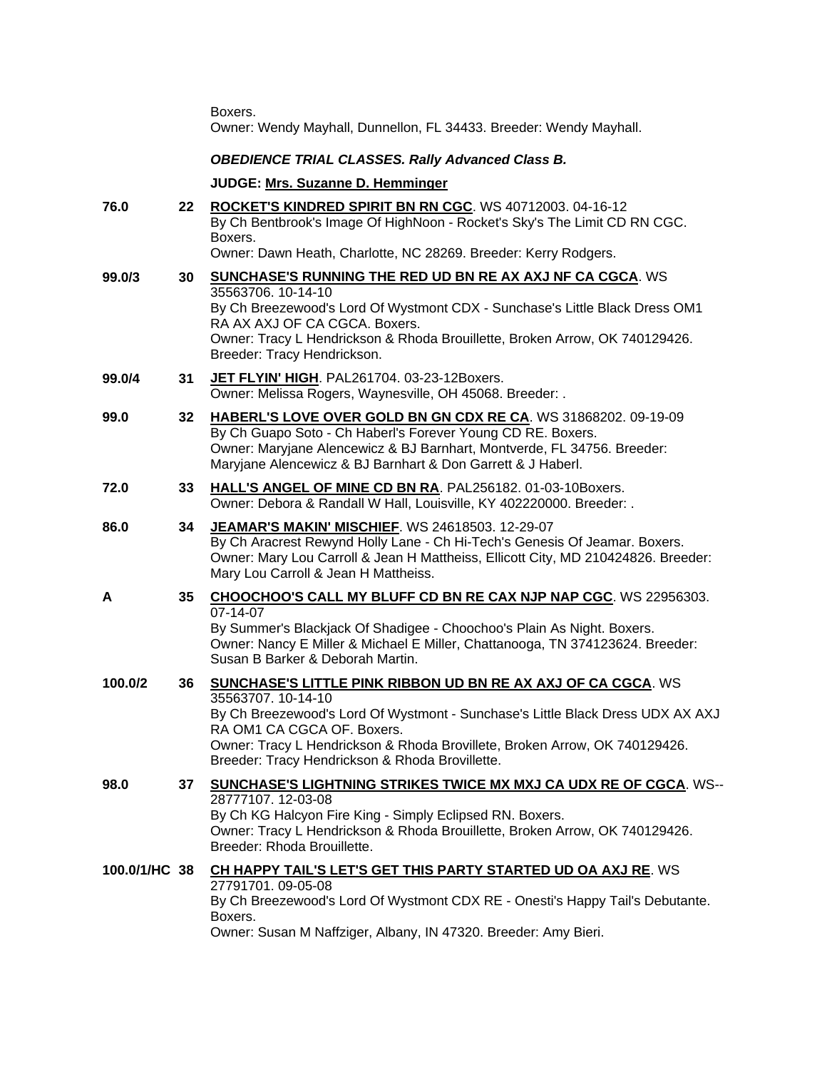Boxers.
Owner: Wendy Mayhall, Dunnellon, FL 34433. Breeder: Wendy Mayhall.

***OBEDIENCE TRIAL CLASSES. Rally Advanced Class B.***

**JUDGE: Mrs. Suzanne D. Hemminger**

**76.0** **22** **ROCKET'S KINDRED SPIRIT BN RN CGC**. WS 40712003. 04-16-12
By Ch Bentbrook's Image Of HighNoon - Rocket's Sky's The Limit CD RN CGC. Boxers.
Owner: Dawn Heath, Charlotte, NC 28269. Breeder: Kerry Rodgers.

**99.0/3** **30** **SUNCHASE'S RUNNING THE RED UD BN RE AX AXJ NF CA CGCA**. WS 35563706. 10-14-10
By Ch Breezewood's Lord Of Wystmont CDX - Sunchase's Little Black Dress OM1 RA AX AXJ OF CA CGCA. Boxers.
Owner: Tracy L Hendrickson & Rhoda Brouillette, Broken Arrow, OK 740129426. Breeder: Tracy Hendrickson.

**99.0/4** **31** **JET FLYIN' HIGH**. PAL261704. 03-23-12Boxers.
Owner: Melissa Rogers, Waynesville, OH 45068. Breeder: .

**99.0** **32** **HABERL'S LOVE OVER GOLD BN GN CDX RE CA**. WS 31868202. 09-19-09
By Ch Guapo Soto - Ch Haberl's Forever Young CD RE. Boxers.
Owner: Maryjane Alencewicz & BJ Barnhart, Montverde, FL 34756. Breeder: Maryjane Alencewicz & BJ Barnhart & Don Garrett & J Haberl.

**72.0** **33** **HALL'S ANGEL OF MINE CD BN RA**. PAL256182. 01-03-10Boxers.
Owner: Debora & Randall W Hall, Louisville, KY 402220000. Breeder: .

**86.0** **34** **JEAMAR'S MAKIN' MISCHIEF**. WS 24618503. 12-29-07
By Ch Aracrest Rewynd Holly Lane - Ch Hi-Tech's Genesis Of Jeamar. Boxers.
Owner: Mary Lou Carroll & Jean H Mattheiss, Ellicott City, MD 210424826. Breeder: Mary Lou Carroll & Jean H Mattheiss.

**A** **35** **CHOOCHOO'S CALL MY BLUFF CD BN RE CAX NJP NAP CGC**. WS 22956303. 07-14-07
By Summer's Blackjack Of Shadigee - Choochoo's Plain As Night. Boxers.
Owner: Nancy E Miller & Michael E Miller, Chattanooga, TN 374123624. Breeder: Susan B Barker & Deborah Martin.

**100.0/2** **36** **SUNCHASE'S LITTLE PINK RIBBON UD BN RE AX AXJ OF CA CGCA**. WS 35563707. 10-14-10
By Ch Breezewood's Lord Of Wystmont - Sunchase's Little Black Dress UDX AX AXJ RA OM1 CA CGCA OF. Boxers.
Owner: Tracy L Hendrickson & Rhoda Brovillette, Broken Arrow, OK 740129426. Breeder: Tracy Hendrickson & Rhoda Brovillette.

**98.0** **37** **SUNCHASE'S LIGHTNING STRIKES TWICE MX MXJ CA UDX RE OF CGCA**. WS--28777107. 12-03-08
By Ch KG Halcyon Fire King - Simply Eclipsed RN. Boxers.
Owner: Tracy L Hendrickson & Rhoda Brouillette, Broken Arrow, OK 740129426. Breeder: Rhoda Brouillette.

**100.0/1/HC** **38** **CH HAPPY TAIL'S LET'S GET THIS PARTY STARTED UD OA AXJ RE**. WS 27791701. 09-05-08
By Ch Breezewood's Lord Of Wystmont CDX RE - Onesti's Happy Tail's Debutante. Boxers.
Owner: Susan M Naffziger, Albany, IN 47320. Breeder: Amy Bieri.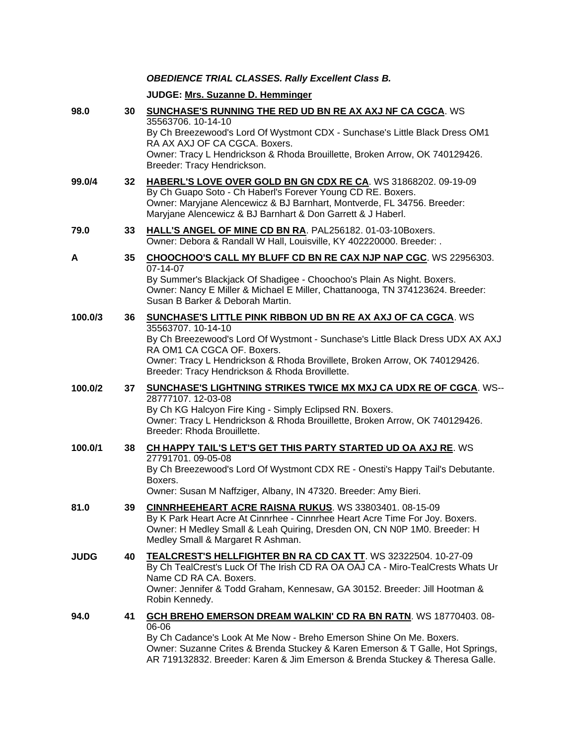***OBEDIENCE TRIAL CLASSES. Rally Excellent Class B.***

**JUDGE: Mrs. Suzanne D. Hemminger**

| | | |
|---|---|---|
| **98.0** | **30** | **SUNCHASE'S RUNNING THE RED UD BN RE AX AXJ NF CA CGCA**. WS 35563706. 10-14-10<br>By Ch Breezewood's Lord Of Wystmont CDX - Sunchase's Little Black Dress OM1 RA AX AXJ OF CA CGCA. Boxers.<br>Owner: Tracy L Hendrickson & Rhoda Brouillette, Broken Arrow, OK 740129426. Breeder: Tracy Hendrickson. |
| **99.0/4** | **32** | **HABERL'S LOVE OVER GOLD BN GN CDX RE CA**. WS 31868202. 09-19-09<br>By Ch Guapo Soto - Ch Haberl's Forever Young CD RE. Boxers.<br>Owner: Maryjane Alencewicz & BJ Barnhart, Montverde, FL 34756. Breeder: Maryjane Alencewicz & BJ Barnhart & Don Garrett & J Haberl. |
| **79.0** | **33** | **HALL'S ANGEL OF MINE CD BN RA**. PAL256182. 01-03-10Boxers.<br>Owner: Debora & Randall W Hall, Louisville, KY 402220000. Breeder: . |
| **A** | **35** | **CHOOCHOO'S CALL MY BLUFF CD BN RE CAX NJP NAP CGC**. WS 22956303. 07-14-07<br>By Summer's Blackjack Of Shadigee - Choochoo's Plain As Night. Boxers.<br>Owner: Nancy E Miller & Michael E Miller, Chattanooga, TN 374123624. Breeder: Susan B Barker & Deborah Martin. |
| **100.0/3** | **36** | **SUNCHASE'S LITTLE PINK RIBBON UD BN RE AX AXJ OF CA CGCA**. WS 35563707. 10-14-10<br>By Ch Breezewood's Lord Of Wystmont - Sunchase's Little Black Dress UDX AX AXJ RA OM1 CA CGCA OF. Boxers.<br>Owner: Tracy L Hendrickson & Rhoda Brovillete, Broken Arrow, OK 740129426. Breeder: Tracy Hendrickson & Rhoda Brovillette. |
| **100.0/2** | **37** | **SUNCHASE'S LIGHTNING STRIKES TWICE MX MXJ CA UDX RE OF CGCA**. WS--28777107. 12-03-08<br>By Ch KG Halcyon Fire King - Simply Eclipsed RN. Boxers.<br>Owner: Tracy L Hendrickson & Rhoda Brouillette, Broken Arrow, OK 740129426. Breeder: Rhoda Brouillette. |
| **100.0/1** | **38** | **CH HAPPY TAIL'S LET'S GET THIS PARTY STARTED UD OA AXJ RE**. WS 27791701. 09-05-08<br>By Ch Breezewood's Lord Of Wystmont CDX RE - Onesti's Happy Tail's Debutante. Boxers.<br>Owner: Susan M Naffziger, Albany, IN 47320. Breeder: Amy Bieri. |
| **81.0** | **39** | **CINNRHEEHEART ACRE RAISNA RUKUS**. WS 33803401. 08-15-09<br>By K Park Heart Acre At Cinnrhee - Cinnrhee Heart Acre Time For Joy. Boxers.<br>Owner: H Medley Small & Leah Quiring, Dresden ON, CN N0P 1M0. Breeder: H Medley Small & Margaret R Ashman. |
| **JUDG** | **40** | **TEALCREST'S HELLFIGHTER BN RA CD CAX TT**. WS 32322504. 10-27-09<br>By Ch TealCrest's Luck Of The Irish CD RA OA OAJ CA - Miro-TealCrests Whats Ur Name CD RA CA. Boxers.<br>Owner: Jennifer & Todd Graham, Kennesaw, GA 30152. Breeder: Jill Hootman & Robin Kennedy. |
| **94.0** | **41** | **GCH BREHO EMERSON DREAM WALKIN' CD RA BN RATN**. WS 18770403. 08-06-06<br>By Ch Cadance's Look At Me Now - Breho Emerson Shine On Me. Boxers.<br>Owner: Suzanne Crites & Brenda Stuckey & Karen Emerson & T Galle, Hot Springs, AR 719132832. Breeder: Karen & Jim Emerson & Brenda Stuckey & Theresa Galle. |